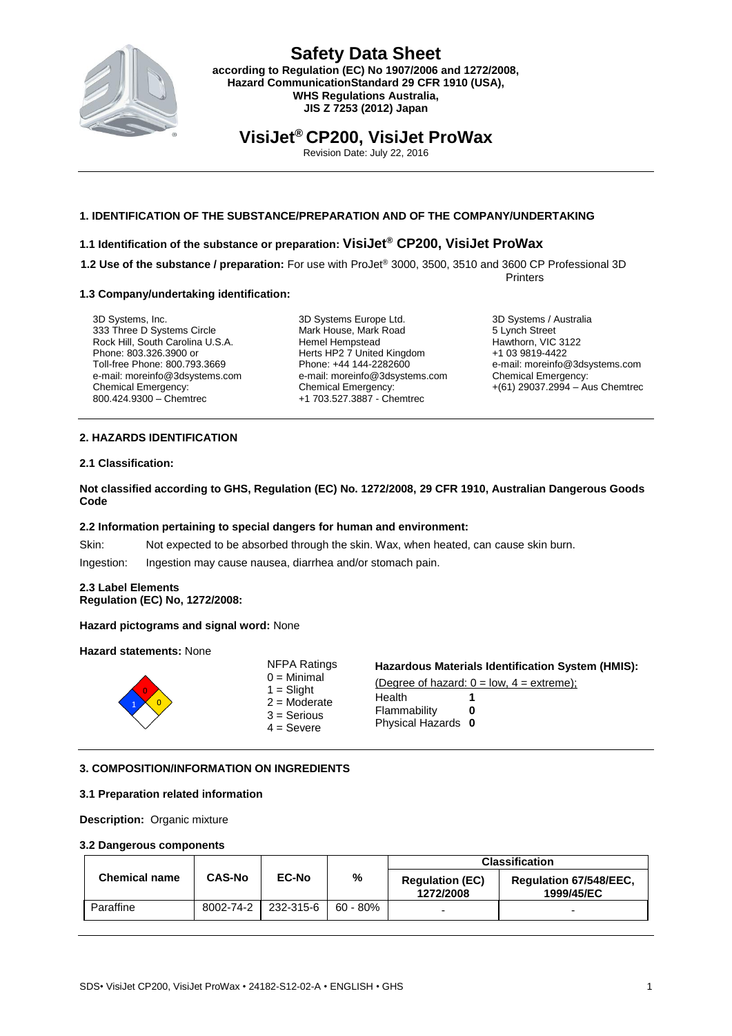# Safety Data Sheet

**according to Regulation (EC) No 1907/2006 and 1272/2008, Hazard CommunicationStandard 29 CFR 1910 (USA), WHS Regulations Australia, JIS Z 7253 (2012) Japan**

# VisiJet® CP200, VisiJet ProWax

Revision Date: July 22, 2016

## 1. IDENTIFICATION OF THE SUBSTANCE/PREPARATION AND OF THE COMPANY/UNDERTAKING

**1.1 Identification of the substance or preparation: VisiJet® CP200, VisiJet ProWax**

**1.2 Use of the substance / preparation:** For use with ProJet® 3000, 3500, 3510 and 3600 CP Professional 3D Printers

**1.3 Company/undertaking identification:**

3D Systems, Inc.
333 Three D Systems Circle
Rock Hill, South Carolina U.S.A.
Phone: 803.326.3900 or
Toll-free Phone: 800.793.3669
e-mail: moreinfo@3dsystems.com
Chemical Emergency:
800.424.9300 – Chemtrec

3D Systems Europe Ltd.
Mark House, Mark Road
Hemel Hempstead
Herts HP2 7 United Kingdom
Phone: +44 144-2282600
e-mail: moreinfo@3dsystems.com
Chemical Emergency:
+1 703.527.3887 - Chemtrec

3D Systems / Australia
5 Lynch Street
Hawthorn, VIC 3122
+1 03 9819-4422
e-mail: moreinfo@3dsystems.com
Chemical Emergency:
+(61) 29037.2994 – Aus Chemtrec

## 2. HAZARDS IDENTIFICATION

**2.1 Classification:**

**Not classified according to GHS, Regulation (EC) No. 1272/2008, 29 CFR 1910, Australian Dangerous Goods Code**

**2.2 Information pertaining to special dangers for human and environment:**

Skin: Not expected to be absorbed through the skin. Wax, when heated, can cause skin burn.

Ingestion: Ingestion may cause nausea, diarrhea and/or stomach pain.

**2.3 Label Elements**
**Regulation (EC) No, 1272/2008:**

**Hazard pictograms and signal word:** None

**Hazard statements:** None

NFPA Ratings (Health: 1, Flammability: 0, Instability: 0)
0 = Minimal
1 = Slight
2 = Moderate
3 = Serious
4 = Severe

**Hazardous Materials Identification System (HMIS):**

(Degree of hazard: 0 = low, 4 = extreme);

| | |
|---|---|
| Health | **1** |
| Flammability | **0** |
| Physical Hazards | **0** |

## 3. COMPOSITION/INFORMATION ON INGREDIENTS

**3.1 Preparation related information**

**Description:** Organic mixture

**3.2 Dangerous components**

| Chemical name | CAS-No | EC-No | % | Classification | |
|---|---|---|---|---|---|
| | | | | Regulation (EC) 1272/2008 | Regulation 67/548/EEC, 1999/45/EC |
| Paraffine | 8002-74-2 | 232-315-6 | 60 - 80% | - | - |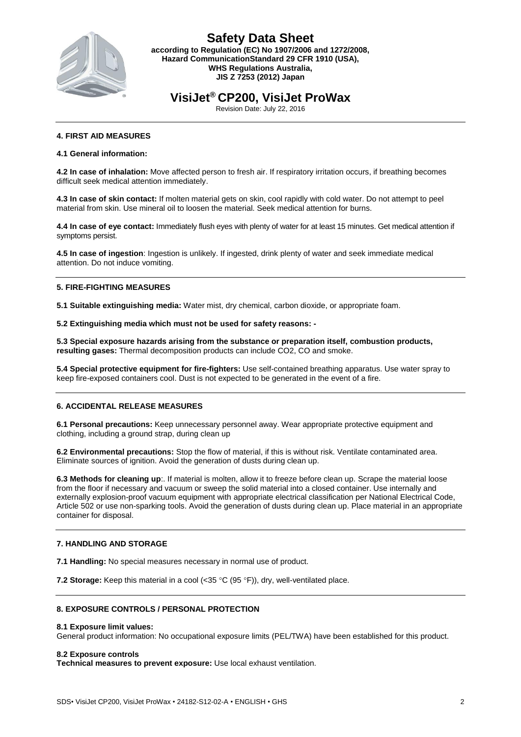## 4. FIRST AID MEASURES

**4.1 General information:**

**4.2 In case of inhalation:** Move affected person to fresh air. If respiratory irritation occurs, if breathing becomes difficult seek medical attention immediately.

**4.3 In case of skin contact:** If molten material gets on skin, cool rapidly with cold water. Do not attempt to peel material from skin. Use mineral oil to loosen the material. Seek medical attention for burns.

**4.4 In case of eye contact:** Immediately flush eyes with plenty of water for at least 15 minutes. Get medical attention if symptoms persist.

**4.5 In case of ingestion**: Ingestion is unlikely. If ingested, drink plenty of water and seek immediate medical attention. Do not induce vomiting.

## 5. FIRE-FIGHTING MEASURES

**5.1 Suitable extinguishing media:** Water mist, dry chemical, carbon dioxide, or appropriate foam.

**5.2 Extinguishing media which must not be used for safety reasons: -**

**5.3 Special exposure hazards arising from the substance or preparation itself, combustion products, resulting gases:** Thermal decomposition products can include CO2, CO and smoke.

**5.4 Special protective equipment for fire-fighters:** Use self-contained breathing apparatus. Use water spray to keep fire-exposed containers cool. Dust is not expected to be generated in the event of a fire.

## 6. ACCIDENTAL RELEASE MEASURES

**6.1 Personal precautions:** Keep unnecessary personnel away. Wear appropriate protective equipment and clothing, including a ground strap, during clean up

**6.2 Environmental precautions:** Stop the flow of material, if this is without risk. Ventilate contaminated area. Eliminate sources of ignition. Avoid the generation of dusts during clean up.

**6.3 Methods for cleaning up**:. If material is molten, allow it to freeze before clean up. Scrape the material loose from the floor if necessary and vacuum or sweep the solid material into a closed container. Use internally and externally explosion-proof vacuum equipment with appropriate electrical classification per National Electrical Code, Article 502 or use non-sparking tools. Avoid the generation of dusts during clean up. Place material in an appropriate container for disposal.

## 7. HANDLING AND STORAGE

**7.1 Handling:** No special measures necessary in normal use of product.

**7.2 Storage:** Keep this material in a cool (<35 °C (95 °F)), dry, well-ventilated place.

## 8. EXPOSURE CONTROLS / PERSONAL PROTECTION

**8.1 Exposure limit values:**
General product information: No occupational exposure limits (PEL/TWA) have been established for this product.

**8.2 Exposure controls**
**Technical measures to prevent exposure:** Use local exhaust ventilation.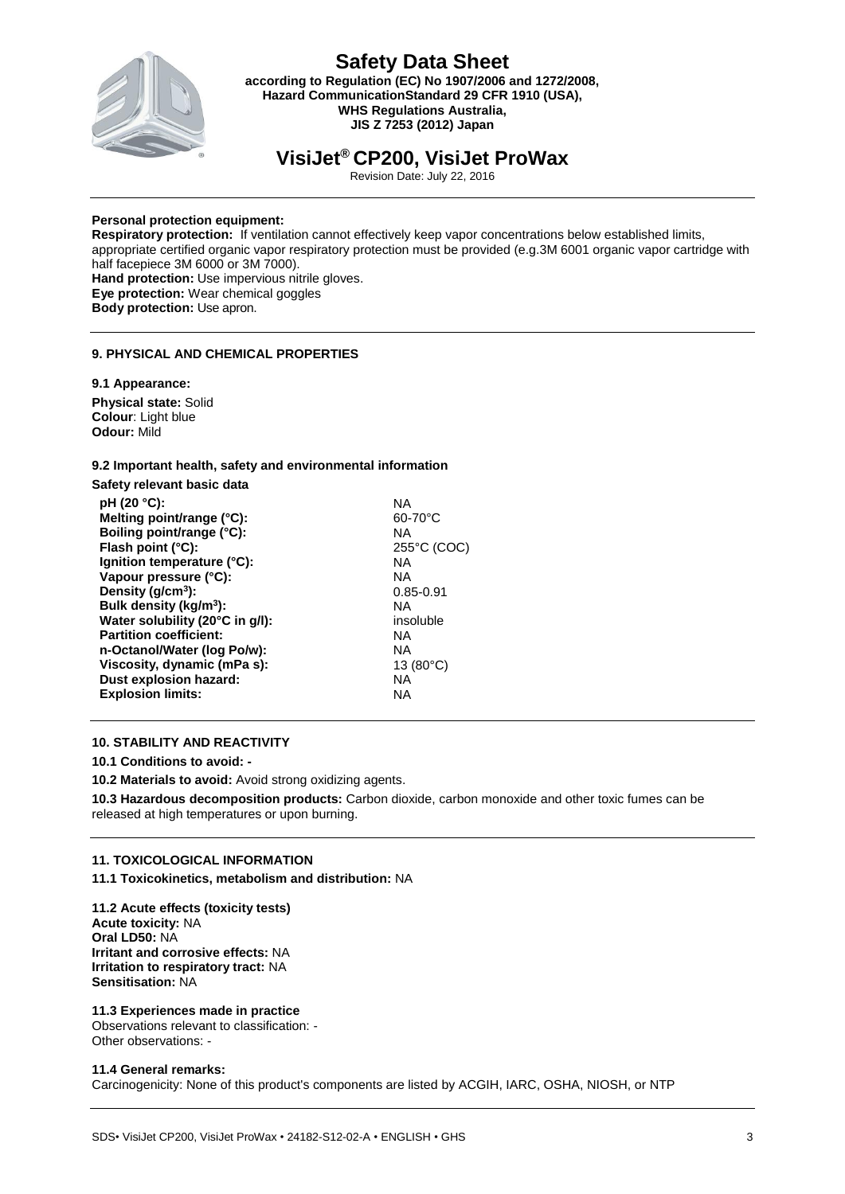**Personal protection equipment:**
**Respiratory protection:** If ventilation cannot effectively keep vapor concentrations below established limits, appropriate certified organic vapor respiratory protection must be provided (e.g.3M 6001 organic vapor cartridge with half facepiece 3M 6000 or 3M 7000).
**Hand protection:** Use impervious nitrile gloves.
**Eye protection:** Wear chemical goggles
**Body protection:** Use apron.

## 9. PHYSICAL AND CHEMICAL PROPERTIES

### 9.1 Appearance:

**Physical state:** Solid
**Colour**: Light blue
**Odour:** Mild

### 9.2 Important health, safety and environmental information

**Safety relevant basic data**

| | |
|---|---|
| **pH (20 °C):** | NA |
| **Melting point/range (°C):** | 60-70°C |
| **Boiling point/range (°C):** | NA |
| **Flash point (°C):** | 255°C (COC) |
| **Ignition temperature (°C):** | NA |
| **Vapour pressure (°C):** | NA |
| **Density (g/cm³):** | 0.85-0.91 |
| **Bulk density (kg/m³):** | NA |
| **Water solubility (20°C in g/l):** | insoluble |
| **Partition coefficient:** | NA |
| **n-Octanol/Water (log Po/w):** | NA |
| **Viscosity, dynamic (mPa s):** | 13 (80°C) |
| **Dust explosion hazard:** | NA |
| **Explosion limits:** | NA |

## 10. STABILITY AND REACTIVITY

**10.1 Conditions to avoid: -**

**10.2 Materials to avoid:** Avoid strong oxidizing agents.

**10.3 Hazardous decomposition products:** Carbon dioxide, carbon monoxide and other toxic fumes can be released at high temperatures or upon burning.

## 11. TOXICOLOGICAL INFORMATION

**11.1 Toxicokinetics, metabolism and distribution:** NA

**11.2 Acute effects (toxicity tests)**
**Acute toxicity:** NA
**Oral LD50:** NA
**Irritant and corrosive effects:** NA
**Irritation to respiratory tract:** NA
**Sensitisation:** NA

**11.3 Experiences made in practice**
Observations relevant to classification: -
Other observations: -

**11.4 General remarks:**
Carcinogenicity: None of this product's components are listed by ACGIH, IARC, OSHA, NIOSH, or NTP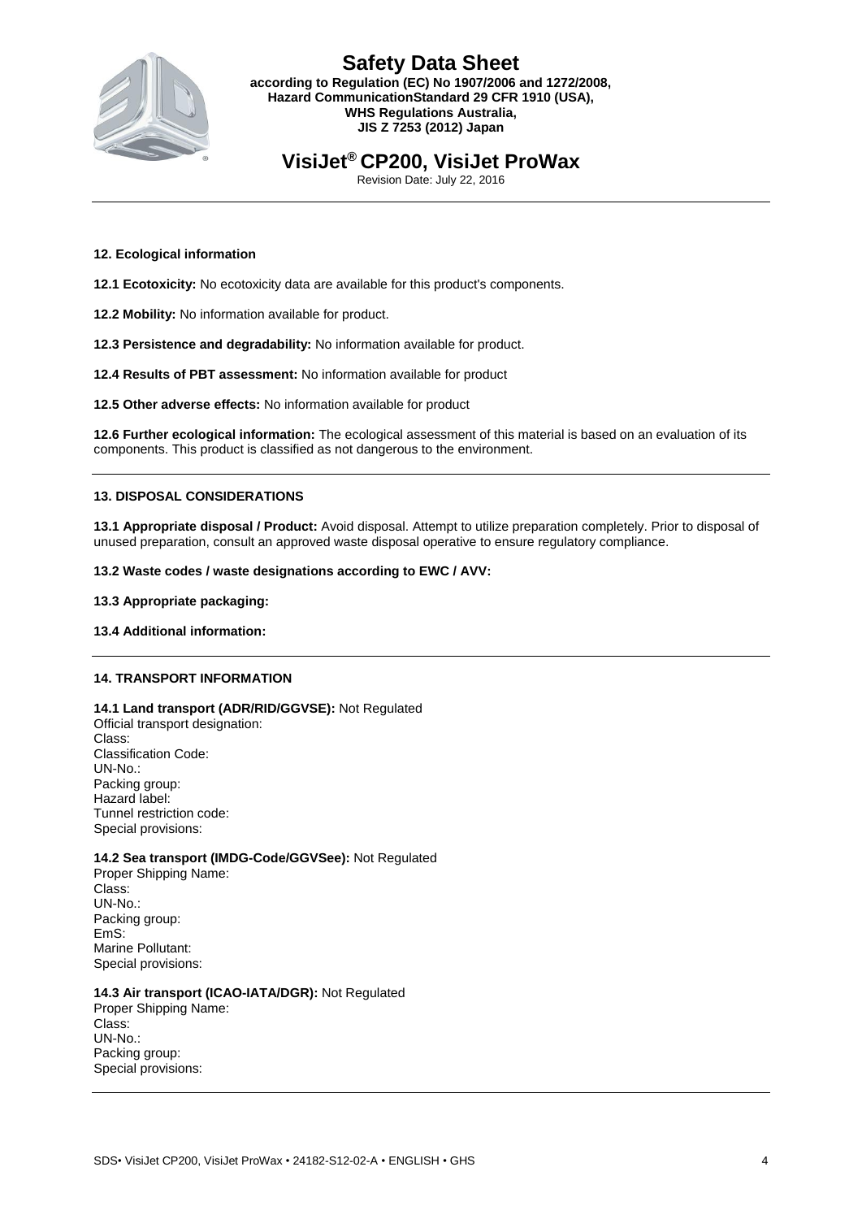## 12. Ecological information

**12.1 Ecotoxicity:** No ecotoxicity data are available for this product's components.

**12.2 Mobility:** No information available for product.

**12.3 Persistence and degradability:** No information available for product.

**12.4 Results of PBT assessment:** No information available for product

**12.5 Other adverse effects:** No information available for product

**12.6 Further ecological information:** The ecological assessment of this material is based on an evaluation of its components. This product is classified as not dangerous to the environment.

## 13. DISPOSAL CONSIDERATIONS

**13.1 Appropriate disposal / Product:** Avoid disposal. Attempt to utilize preparation completely. Prior to disposal of unused preparation, consult an approved waste disposal operative to ensure regulatory compliance.

**13.2 Waste codes / waste designations according to EWC / AVV:**

**13.3 Appropriate packaging:**

**13.4 Additional information:**

## 14. TRANSPORT INFORMATION

**14.1 Land transport (ADR/RID/GGVSE):** Not Regulated
Official transport designation:
Class:
Classification Code:
UN-No.:
Packing group:
Hazard label:
Tunnel restriction code:
Special provisions:

**14.2 Sea transport (IMDG-Code/GGVSee):** Not Regulated
Proper Shipping Name:
Class:
UN-No.:
Packing group:
EmS:
Marine Pollutant:
Special provisions:

**14.3 Air transport (ICAO-IATA/DGR):** Not Regulated
Proper Shipping Name:
Class:
UN-No.:
Packing group:
Special provisions: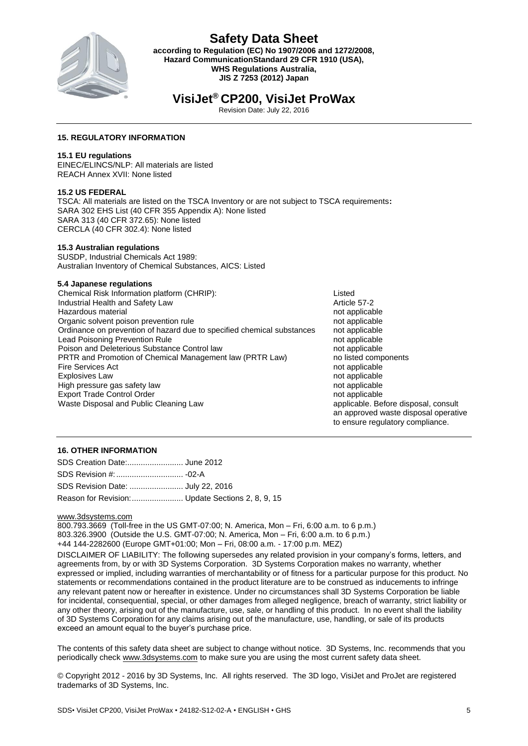# Safety Data Sheet

**according to Regulation (EC) No 1907/2006 and 1272/2008, Hazard CommunicationStandard 29 CFR 1910 (USA), WHS Regulations Australia, JIS Z 7253 (2012) Japan**

# VisiJet® CP200, VisiJet ProWax

Revision Date: July 22, 2016

## 15. REGULATORY INFORMATION

### 15.1 EU regulations

EINEC/ELINCS/NLP: All materials are listed
REACH Annex XVII: None listed

### 15.2 US FEDERAL

TSCA: All materials are listed on the TSCA Inventory or are not subject to TSCA requirements**:**
SARA 302 EHS List (40 CFR 355 Appendix A): None listed
SARA 313 (40 CFR 372.65): None listed
CERCLA (40 CFR 302.4): None listed

### 15.3 Australian regulations

SUSDP, Industrial Chemicals Act 1989:
Australian Inventory of Chemical Substances, AICS: Listed

### 5.4 Japanese regulations

| | |
|---|---|
| Chemical Risk Information platform (CHRIP): | Listed |
| Industrial Health and Safety Law | Article 57-2 |
| Hazardous material | not applicable |
| Organic solvent poison prevention rule | not applicable |
| Ordinance on prevention of hazard due to specified chemical substances | not applicable |
| Lead Poisoning Prevention Rule | not applicable |
| Poison and Deleterious Substance Control law | not applicable |
| PRTR and Promotion of Chemical Management law (PRTR Law) | no listed components |
| Fire Services Act | not applicable |
| Explosives Law | not applicable |
| High pressure gas safety law | not applicable |
| Export Trade Control Order | not applicable |
| Waste Disposal and Public Cleaning Law | applicable. Before disposal, consult an approved waste disposal operative to ensure regulatory compliance. |

## 16. OTHER INFORMATION

SDS Creation Date:......................... June 2012
SDS Revision #:............................. -02-A
SDS Revision Date: ........................ July 22, 2016
Reason for Revision:....................... Update Sections 2, 8, 9, 15

www.3dsystems.com

800.793.3669 (Toll-free in the US GMT-07:00; N. America, Mon – Fri, 6:00 a.m. to 6 p.m.)
803.326.3900 (Outside the U.S. GMT-07:00; N. America, Mon – Fri, 6:00 a.m. to 6 p.m.)
+44 144-2282600 (Europe GMT+01:00; Mon – Fri, 08:00 a.m. - 17:00 p.m. MEZ)

DISCLAIMER OF LIABILITY: The following supersedes any related provision in your company's forms, letters, and agreements from, by or with 3D Systems Corporation. 3D Systems Corporation makes no warranty, whether expressed or implied, including warranties of merchantability or of fitness for a particular purpose for this product. No statements or recommendations contained in the product literature are to be construed as inducements to infringe any relevant patent now or hereafter in existence. Under no circumstances shall 3D Systems Corporation be liable for incidental, consequential, special, or other damages from alleged negligence, breach of warranty, strict liability or any other theory, arising out of the manufacture, use, sale, or handling of this product. In no event shall the liability of 3D Systems Corporation for any claims arising out of the manufacture, use, handling, or sale of its products exceed an amount equal to the buyer's purchase price.

The contents of this safety data sheet are subject to change without notice. 3D Systems, Inc. recommends that you periodically check www.3dsystems.com to make sure you are using the most current safety data sheet.

© Copyright 2012 - 2016 by 3D Systems, Inc. All rights reserved. The 3D logo, VisiJet and ProJet are registered trademarks of 3D Systems, Inc.